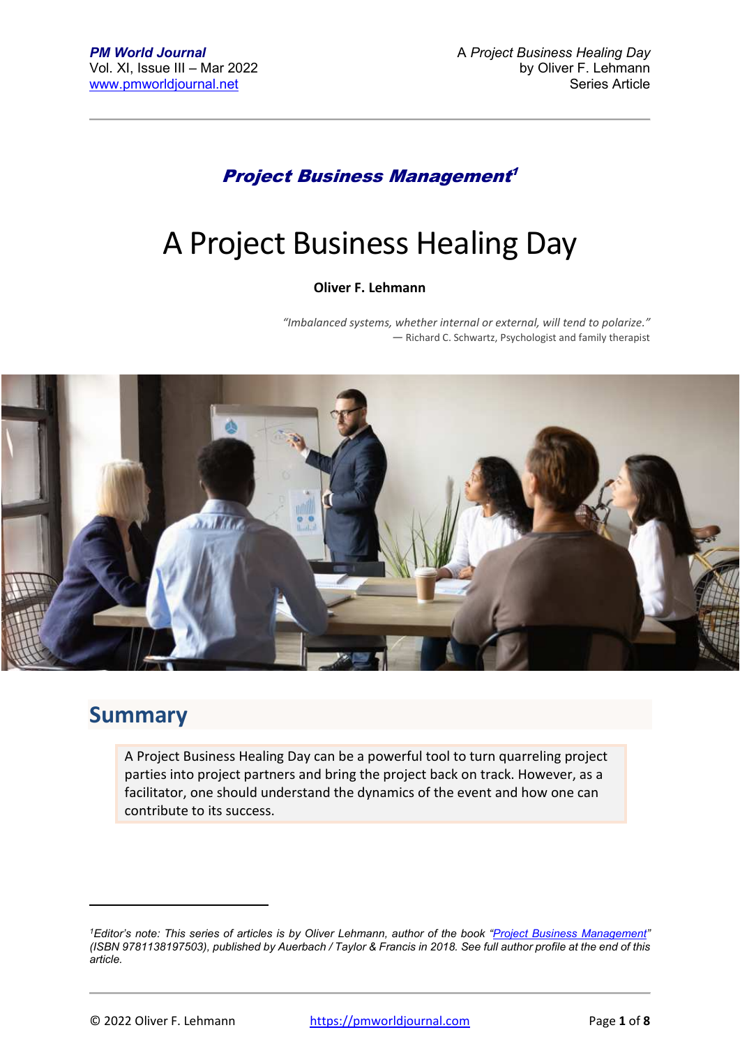***Project Business Management*[1]**

# A Project Business Healing Day

**Oliver F. Lehmann**

*"Imbalanced systems, whether internal or external, will tend to polarize."*
— Richard C. Schwartz, Psychologist and family therapist

## Summary

A Project Business Healing Day can be a powerful tool to turn quarreling project parties into project partners and bring the project back on track. However, as a facilitator, one should understand the dynamics of the event and how one can contribute to its success.

---

[1] *Editor's note: This series of articles is by Oliver Lehmann, author of the book "Project Business Management" (ISBN 9781138197503), published by Auerbach / Taylor & Francis in 2018. See full author profile at the end of this article.*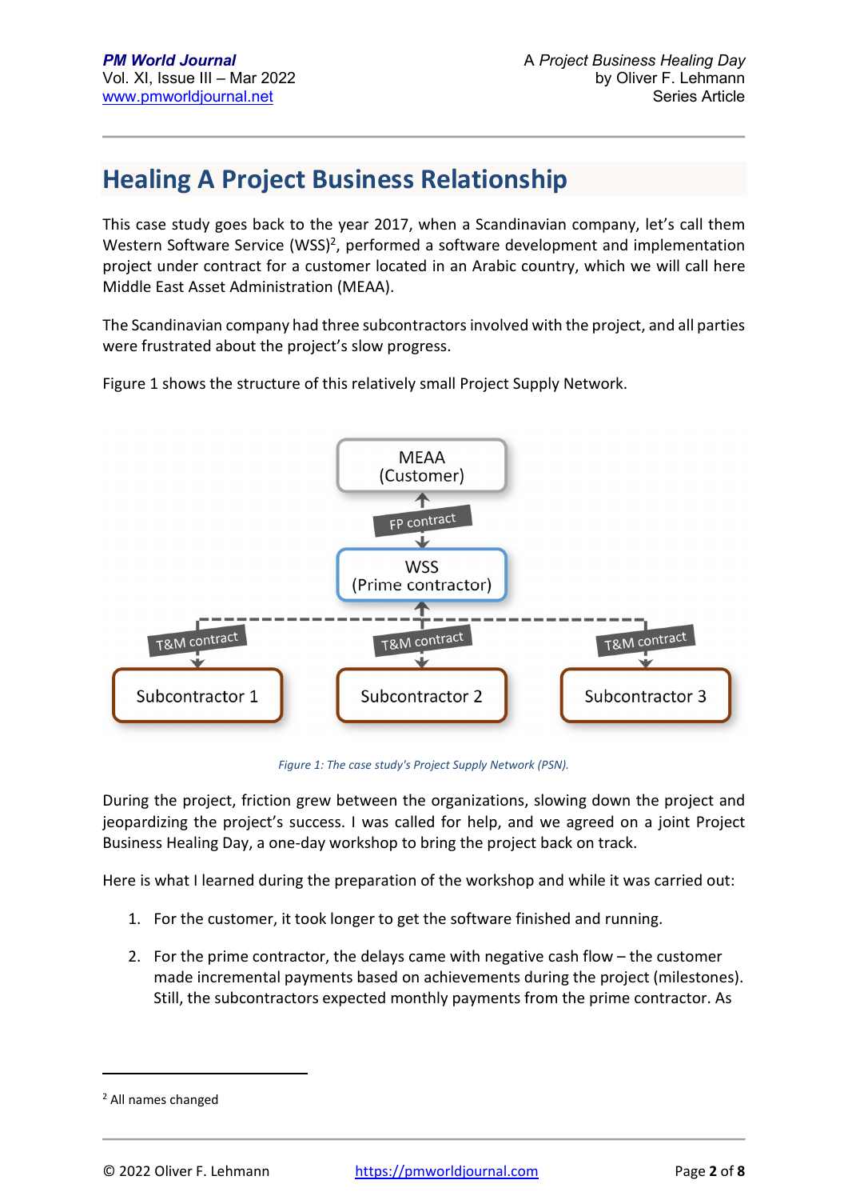## Healing A Project Business Relationship

This case study goes back to the year 2017, when a Scandinavian company, let's call them Western Software Service (WSS)[2], performed a software development and implementation project under contract for a customer located in an Arabic country, which we will call here Middle East Asset Administration (MEAA).

The Scandinavian company had three subcontractors involved with the project, and all parties were frustrated about the project's slow progress.

Figure 1 shows the structure of this relatively small Project Supply Network.

MEAA (Customer)

FP contract

WSS (Prime contractor)

T&M contract | T&M contract | T&M contract

Subcontractor 1 | Subcontractor 2 | Subcontractor 3

*Figure 1: The case study's Project Supply Network (PSN).*

During the project, friction grew between the organizations, slowing down the project and jeopardizing the project's success. I was called for help, and we agreed on a joint Project Business Healing Day, a one-day workshop to bring the project back on track.

Here is what I learned during the preparation of the workshop and while it was carried out:

1. For the customer, it took longer to get the software finished and running.
2. For the prime contractor, the delays came with negative cash flow – the customer made incremental payments based on achievements during the project (milestones). Still, the subcontractors expected monthly payments from the prime contractor. As

[2] All names changed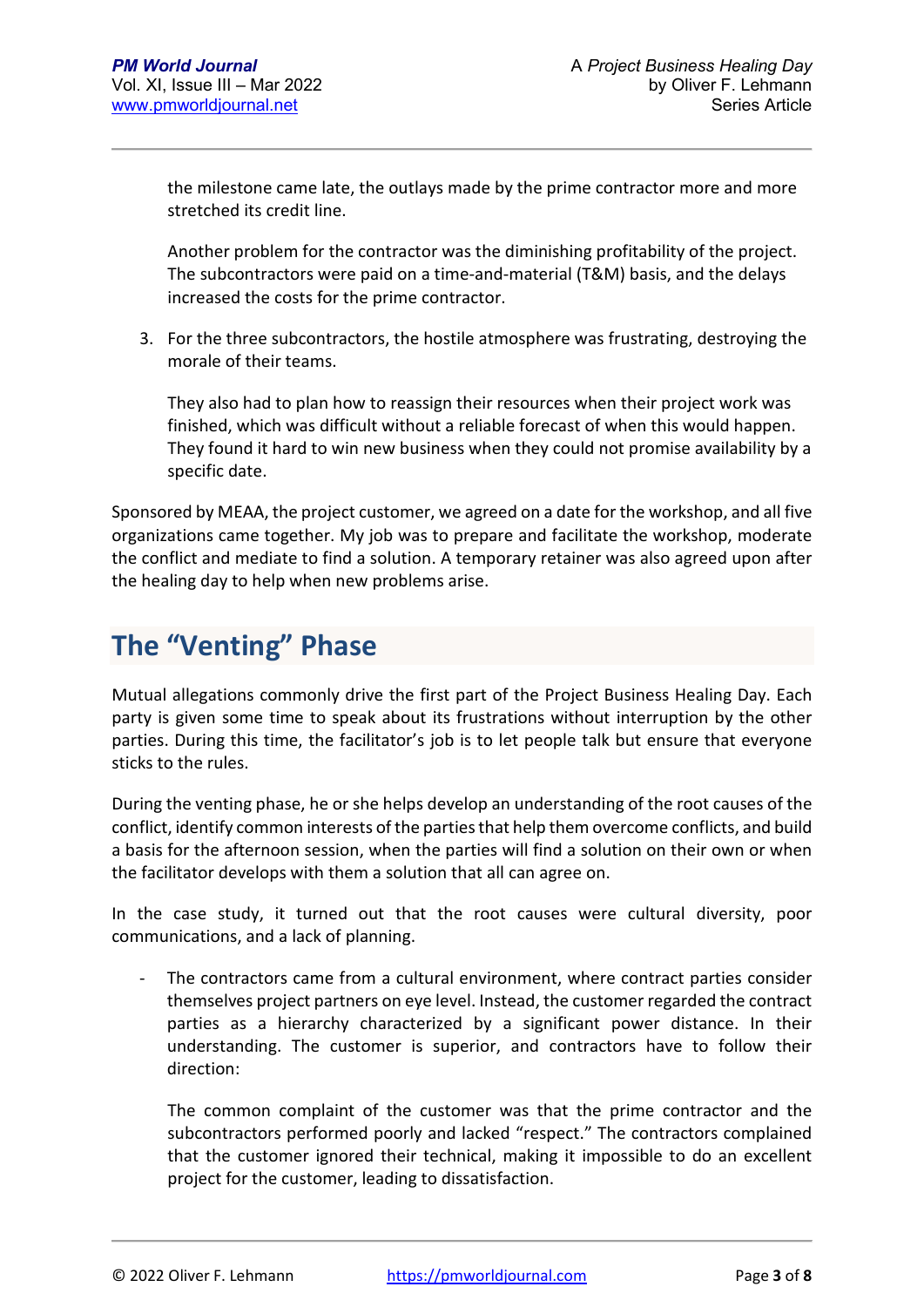the milestone came late, the outlays made by the prime contractor more and more stretched its credit line.

Another problem for the contractor was the diminishing profitability of the project. The subcontractors were paid on a time-and-material (T&M) basis, and the delays increased the costs for the prime contractor.

3. For the three subcontractors, the hostile atmosphere was frustrating, destroying the morale of their teams.

   They also had to plan how to reassign their resources when their project work was finished, which was difficult without a reliable forecast of when this would happen. They found it hard to win new business when they could not promise availability by a specific date.

Sponsored by MEAA, the project customer, we agreed on a date for the workshop, and all five organizations came together. My job was to prepare and facilitate the workshop, moderate the conflict and mediate to find a solution. A temporary retainer was also agreed upon after the healing day to help when new problems arise.

## The "Venting" Phase

Mutual allegations commonly drive the first part of the Project Business Healing Day. Each party is given some time to speak about its frustrations without interruption by the other parties. During this time, the facilitator's job is to let people talk but ensure that everyone sticks to the rules.

During the venting phase, he or she helps develop an understanding of the root causes of the conflict, identify common interests of the parties that help them overcome conflicts, and build a basis for the afternoon session, when the parties will find a solution on their own or when the facilitator develops with them a solution that all can agree on.

In the case study, it turned out that the root causes were cultural diversity, poor communications, and a lack of planning.

- The contractors came from a cultural environment, where contract parties consider themselves project partners on eye level. Instead, the customer regarded the contract parties as a hierarchy characterized by a significant power distance. In their understanding. The customer is superior, and contractors have to follow their direction:

  The common complaint of the customer was that the prime contractor and the subcontractors performed poorly and lacked "respect." The contractors complained that the customer ignored their technical, making it impossible to do an excellent project for the customer, leading to dissatisfaction.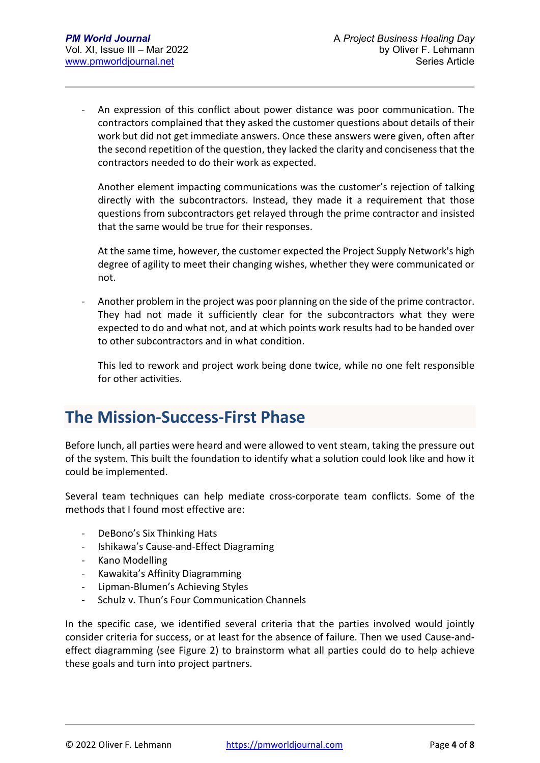- An expression of this conflict about power distance was poor communication. The contractors complained that they asked the customer questions about details of their work but did not get immediate answers. Once these answers were given, often after the second repetition of the question, they lacked the clarity and conciseness that the contractors needed to do their work as expected.

  Another element impacting communications was the customer's rejection of talking directly with the subcontractors. Instead, they made it a requirement that those questions from subcontractors get relayed through the prime contractor and insisted that the same would be true for their responses.

  At the same time, however, the customer expected the Project Supply Network's high degree of agility to meet their changing wishes, whether they were communicated or not.

- Another problem in the project was poor planning on the side of the prime contractor. They had not made it sufficiently clear for the subcontractors what they were expected to do and what not, and at which points work results had to be handed over to other subcontractors and in what condition.

  This led to rework and project work being done twice, while no one felt responsible for other activities.

## The Mission-Success-First Phase

Before lunch, all parties were heard and were allowed to vent steam, taking the pressure out of the system. This built the foundation to identify what a solution could look like and how it could be implemented.

Several team techniques can help mediate cross-corporate team conflicts. Some of the methods that I found most effective are:

- DeBono's Six Thinking Hats
- Ishikawa's Cause-and-Effect Diagraming
- Kano Modelling
- Kawakita's Affinity Diagramming
- Lipman-Blumen's Achieving Styles
- Schulz v. Thun's Four Communication Channels

In the specific case, we identified several criteria that the parties involved would jointly consider criteria for success, or at least for the absence of failure. Then we used Cause-and-effect diagramming (see Figure 2) to brainstorm what all parties could do to help achieve these goals and turn into project partners.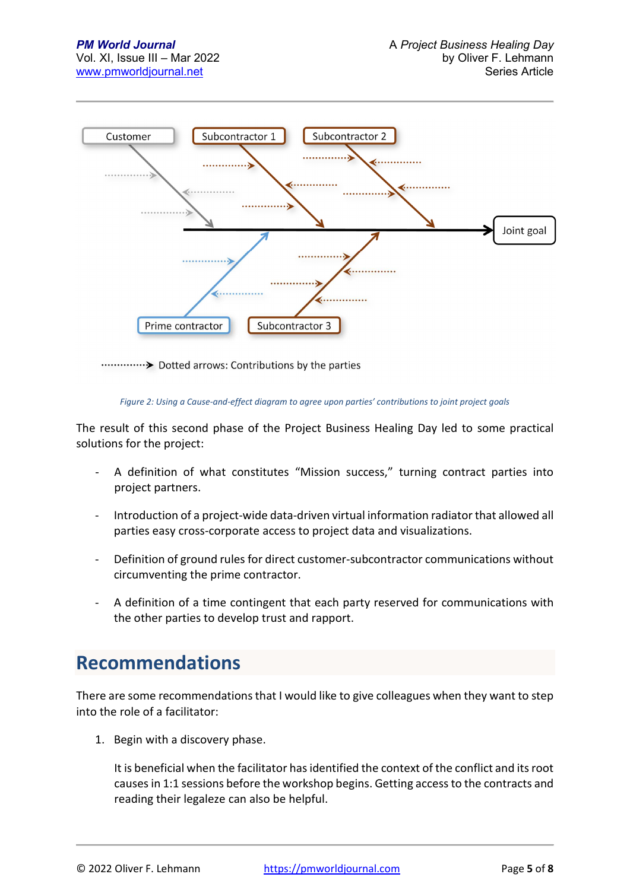Customer | Subcontractor 1 | Subcontractor 2

Joint goal

Prime contractor | Subcontractor 3

Dotted arrows: Contributions by the parties

*Figure 2: Using a Cause-and-effect diagram to agree upon parties' contributions to joint project goals*

The result of this second phase of the Project Business Healing Day led to some practical solutions for the project:

- A definition of what constitutes "Mission success," turning contract parties into project partners.
- Introduction of a project-wide data-driven virtual information radiator that allowed all parties easy cross-corporate access to project data and visualizations.
- Definition of ground rules for direct customer-subcontractor communications without circumventing the prime contractor.
- A definition of a time contingent that each party reserved for communications with the other parties to develop trust and rapport.

## Recommendations

There are some recommendations that I would like to give colleagues when they want to step into the role of a facilitator:

1. Begin with a discovery phase.

   It is beneficial when the facilitator has identified the context of the conflict and its root causes in 1:1 sessions before the workshop begins. Getting access to the contracts and reading their legaleze can also be helpful.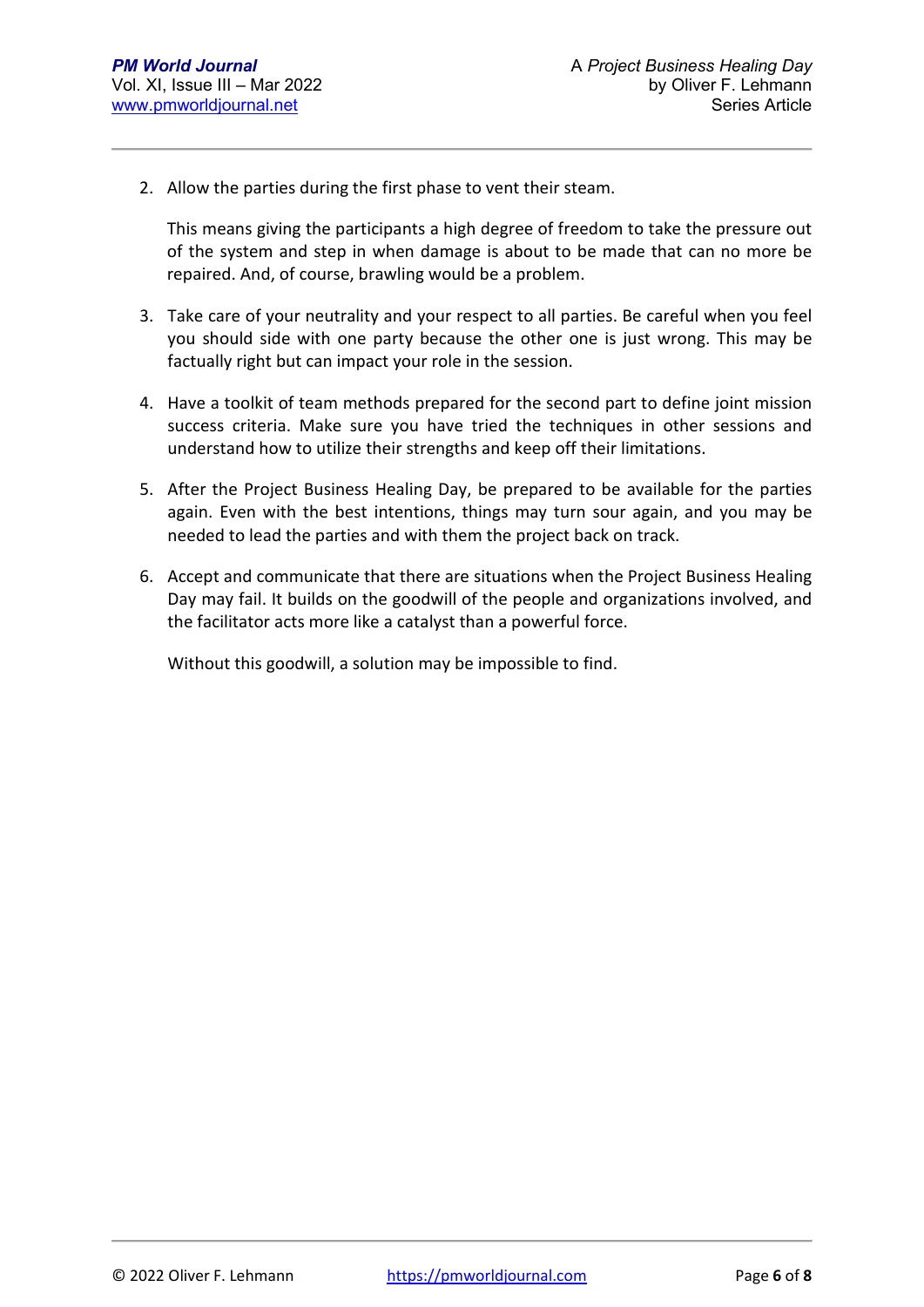2. Allow the parties during the first phase to vent their steam.

   This means giving the participants a high degree of freedom to take the pressure out of the system and step in when damage is about to be made that can no more be repaired. And, of course, brawling would be a problem.

3. Take care of your neutrality and your respect to all parties. Be careful when you feel you should side with one party because the other one is just wrong. This may be factually right but can impact your role in the session.

4. Have a toolkit of team methods prepared for the second part to define joint mission success criteria. Make sure you have tried the techniques in other sessions and understand how to utilize their strengths and keep off their limitations.

5. After the Project Business Healing Day, be prepared to be available for the parties again. Even with the best intentions, things may turn sour again, and you may be needed to lead the parties and with them the project back on track.

6. Accept and communicate that there are situations when the Project Business Healing Day may fail. It builds on the goodwill of the people and organizations involved, and the facilitator acts more like a catalyst than a powerful force.

   Without this goodwill, a solution may be impossible to find.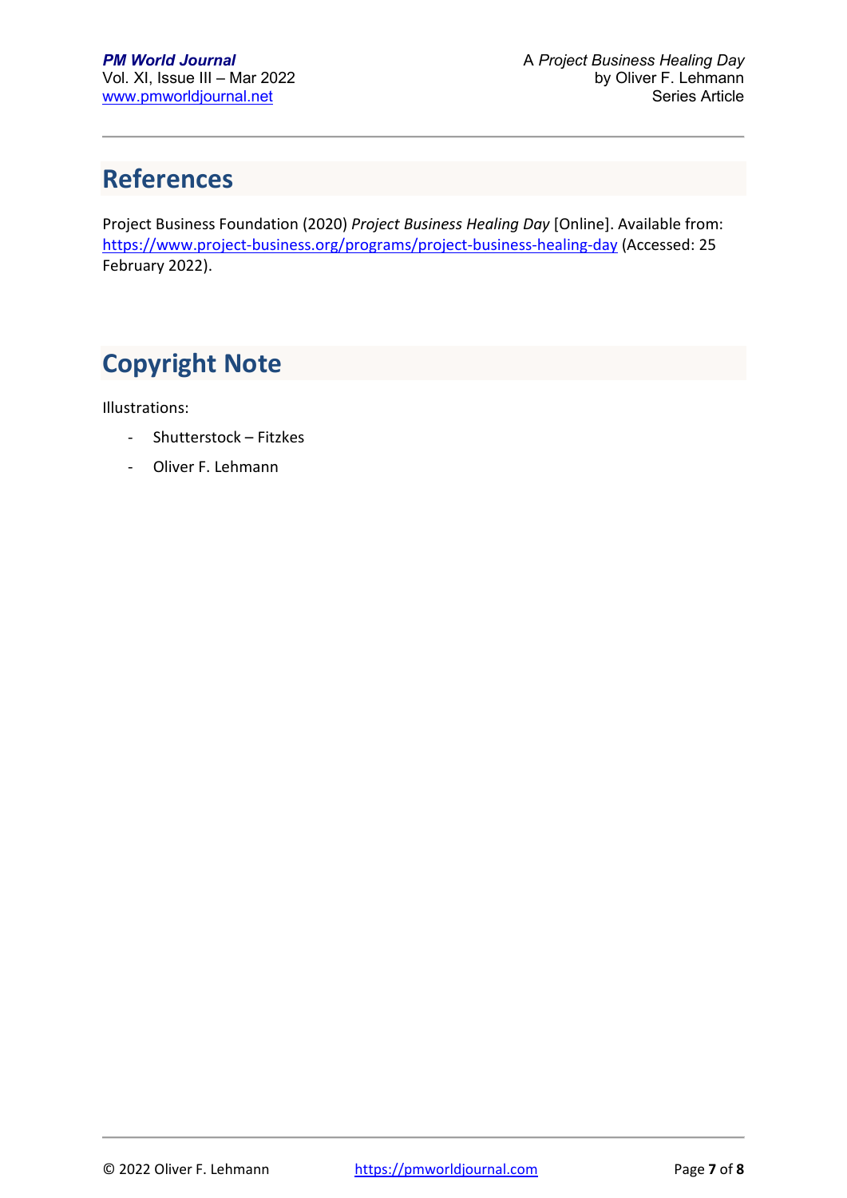## References

Project Business Foundation (2020) *Project Business Healing Day* [Online]. Available from: https://www.project-business.org/programs/project-business-healing-day (Accessed: 25 February 2022).

## Copyright Note

Illustrations:

- Shutterstock – Fitzkes
- Oliver F. Lehmann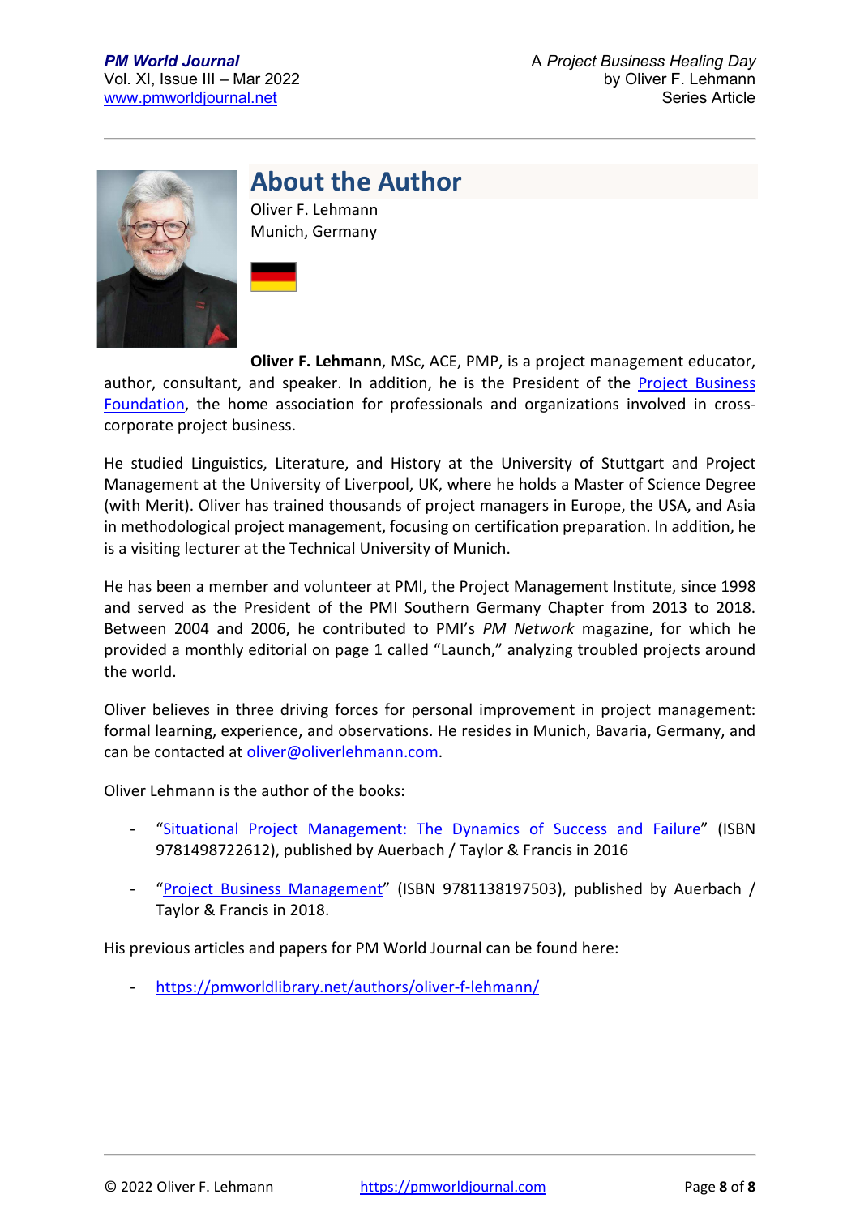## About the Author

Oliver F. Lehmann
Munich, Germany

**Oliver F. Lehmann**, MSc, ACE, PMP, is a project management educator, author, consultant, and speaker. In addition, he is the President of the Project Business Foundation, the home association for professionals and organizations involved in cross-corporate project business.

He studied Linguistics, Literature, and History at the University of Stuttgart and Project Management at the University of Liverpool, UK, where he holds a Master of Science Degree (with Merit). Oliver has trained thousands of project managers in Europe, the USA, and Asia in methodological project management, focusing on certification preparation. In addition, he is a visiting lecturer at the Technical University of Munich.

He has been a member and volunteer at PMI, the Project Management Institute, since 1998 and served as the President of the PMI Southern Germany Chapter from 2013 to 2018. Between 2004 and 2006, he contributed to PMI's *PM Network* magazine, for which he provided a monthly editorial on page 1 called "Launch," analyzing troubled projects around the world.

Oliver believes in three driving forces for personal improvement in project management: formal learning, experience, and observations. He resides in Munich, Bavaria, Germany, and can be contacted at oliver@oliverlehmann.com.

Oliver Lehmann is the author of the books:

- "Situational Project Management: The Dynamics of Success and Failure" (ISBN 9781498722612), published by Auerbach / Taylor & Francis in 2016
- "Project Business Management" (ISBN 9781138197503), published by Auerbach / Taylor & Francis in 2018.

His previous articles and papers for PM World Journal can be found here:

- https://pmworldlibrary.net/authors/oliver-f-lehmann/